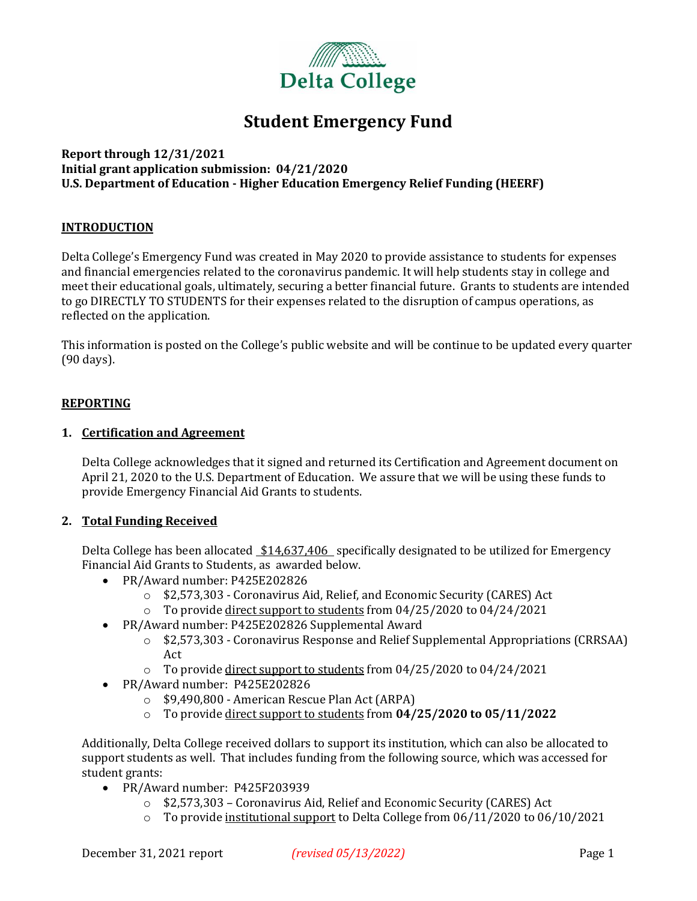Delta College

# Student Emergency Fund

**Report through 12/31/2021**
**Initial grant application submission: 04/21/2020**
**U.S. Department of Education - Higher Education Emergency Relief Funding (HEERF)**

## INTRODUCTION

Delta College's Emergency Fund was created in May 2020 to provide assistance to students for expenses and financial emergencies related to the coronavirus pandemic. It will help students stay in college and meet their educational goals, ultimately, securing a better financial future. Grants to students are intended to go DIRECTLY TO STUDENTS for their expenses related to the disruption of campus operations, as reflected on the application.

This information is posted on the College's public website and will be continue to be updated every quarter (90 days).

## REPORTING

### 1. Certification and Agreement

Delta College acknowledges that it signed and returned its Certification and Agreement document on April 21, 2020 to the U.S. Department of Education. We assure that we will be using these funds to provide Emergency Financial Aid Grants to students.

### 2. Total Funding Received

Delta College has been allocated $14,637,406 specifically designated to be utilized for Emergency Financial Aid Grants to Students, as awarded below.

- PR/Award number: P425E202826
  - $2,573,303 - Coronavirus Aid, Relief, and Economic Security (CARES) Act
  - To provide direct support to students from 04/25/2020 to 04/24/2021
- PR/Award number: P425E202826 Supplemental Award
  - $2,573,303 - Coronavirus Response and Relief Supplemental Appropriations (CRRSAA) Act
  - To provide direct support to students from 04/25/2020 to 04/24/2021
- PR/Award number: P425E202826
  - $9,490,800 - American Rescue Plan Act (ARPA)
  - To provide direct support to students from **04/25/2020 to 05/11/2022**

Additionally, Delta College received dollars to support its institution, which can also be allocated to support students as well. That includes funding from the following source, which was accessed for student grants:

- PR/Award number: P425F203939
  - $2,573,303 – Coronavirus Aid, Relief and Economic Security (CARES) Act
  - To provide institutional support to Delta College from 06/11/2020 to 06/10/2021

December 31, 2021 report *(revised 05/13/2022)*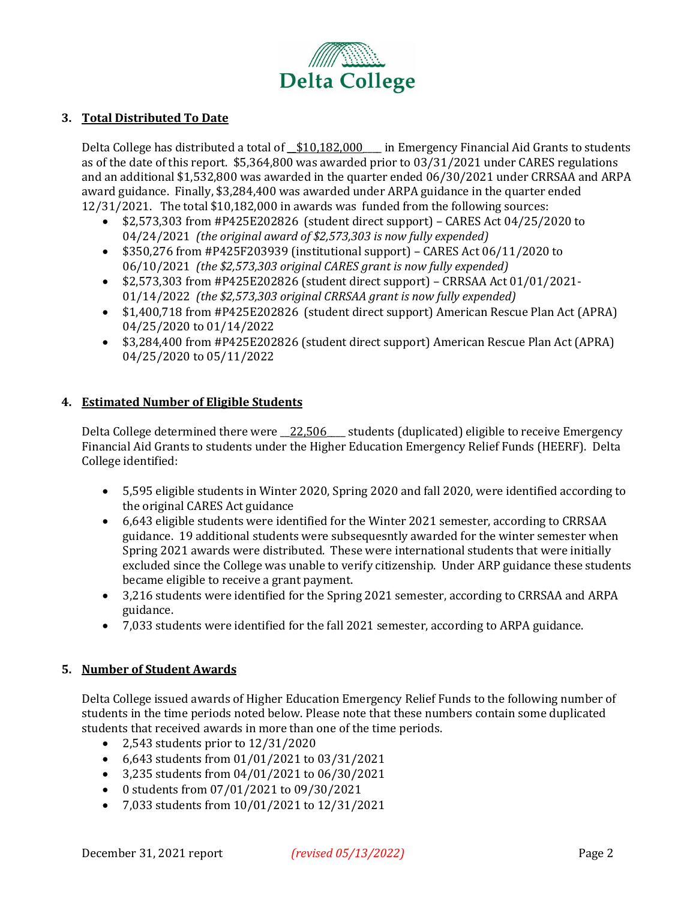Delta College

## 3. Total Distributed To Date

Delta College has distributed a total of __$10,182,000____ in Emergency Financial Aid Grants to students as of the date of this report. $5,364,800 was awarded prior to 03/31/2021 under CARES regulations and an additional $1,532,800 was awarded in the quarter ended 06/30/2021 under CRRSAA and ARPA award guidance. Finally, $3,284,400 was awarded under ARPA guidance in the quarter ended 12/31/2021. The total $10,182,000 in awards was funded from the following sources:

- $2,573,303 from #P425E202826 (student direct support) – CARES Act 04/25/2020 to 04/24/2021 *(the original award of $2,573,303 is now fully expended)*
- $350,276 from #P425F203939 (institutional support) – CARES Act 06/11/2020 to 06/10/2021 *(the $2,573,303 original CARES grant is now fully expended)*
- $2,573,303 from #P425E202826 (student direct support) – CRRSAA Act 01/01/2021-01/14/2022 *(the $2,573,303 original CRRSAA grant is now fully expended)*
- $1,400,718 from #P425E202826 (student direct support) American Rescue Plan Act (APRA) 04/25/2020 to 01/14/2022
- $3,284,400 from #P425E202826 (student direct support) American Rescue Plan Act (APRA) 04/25/2020 to 05/11/2022

## 4. Estimated Number of Eligible Students

Delta College determined there were __22,506____ students (duplicated) eligible to receive Emergency Financial Aid Grants to students under the Higher Education Emergency Relief Funds (HEERF). Delta College identified:

- 5,595 eligible students in Winter 2020, Spring 2020 and fall 2020, were identified according to the original CARES Act guidance
- 6,643 eligible students were identified for the Winter 2021 semester, according to CRRSAA guidance. 19 additional students were subsequesntly awarded for the winter semester when Spring 2021 awards were distributed. These were international students that were initially excluded since the College was unable to verify citizenship. Under ARP guidance these students became eligible to receive a grant payment.
- 3,216 students were identified for the Spring 2021 semester, according to CRRSAA and ARPA guidance.
- 7,033 students were identified for the fall 2021 semester, according to ARPA guidance.

## 5. Number of Student Awards

Delta College issued awards of Higher Education Emergency Relief Funds to the following number of students in the time periods noted below. Please note that these numbers contain some duplicated students that received awards in more than one of the time periods.

- 2,543 students prior to 12/31/2020
- 6,643 students from 01/01/2021 to 03/31/2021
- 3,235 students from 04/01/2021 to 06/30/2021
- 0 students from 07/01/2021 to 09/30/2021
- 7,033 students from 10/01/2021 to 12/31/2021

December 31, 2021 report *(revised 05/13/2022)*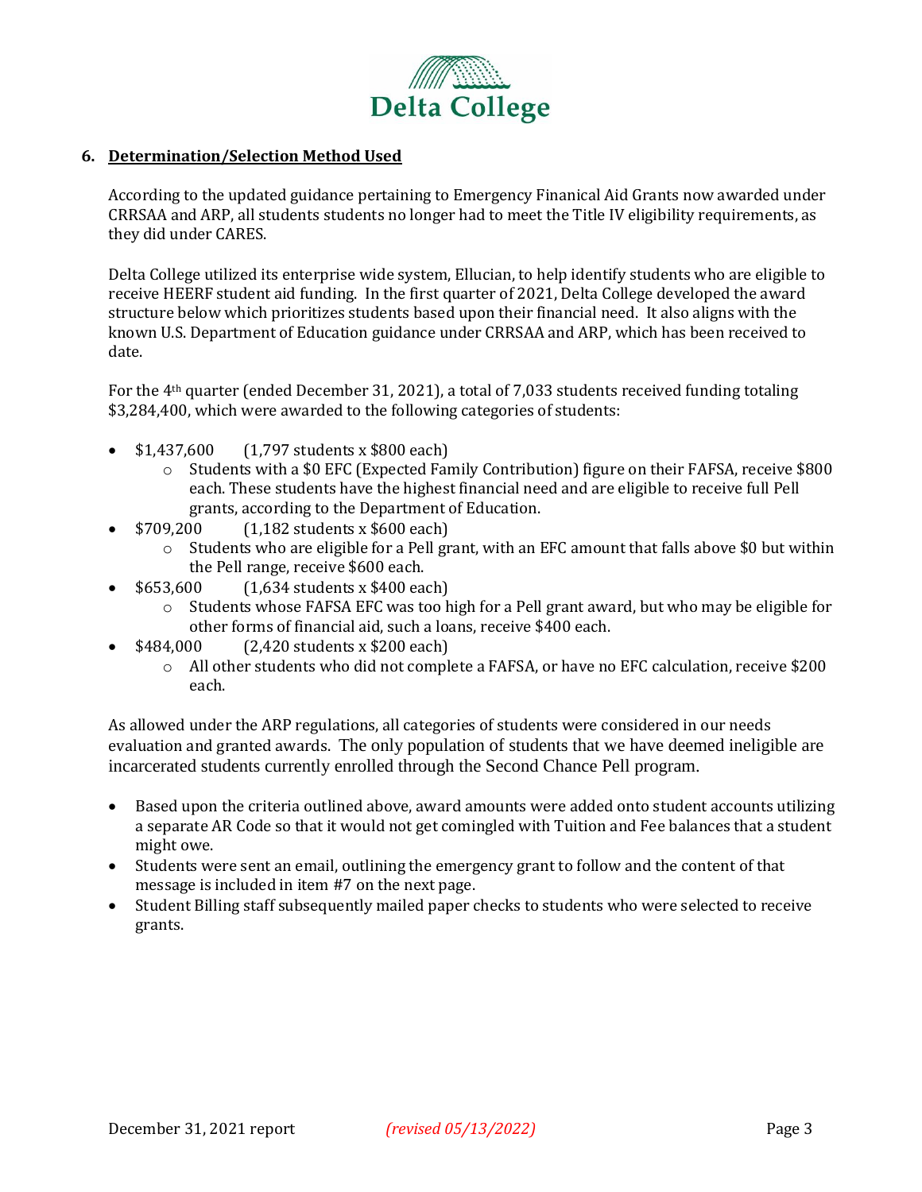## 6. **Determination/Selection Method Used**

According to the updated guidance pertaining to Emergency Finanical Aid Grants now awarded under CRRSAA and ARP, all students students no longer had to meet the Title IV eligibility requirements, as they did under CARES.

Delta College utilized its enterprise wide system, Ellucian, to help identify students who are eligible to receive HEERF student aid funding. In the first quarter of 2021, Delta College developed the award structure below which prioritizes students based upon their financial need. It also aligns with the known U.S. Department of Education guidance under CRRSAA and ARP, which has been received to date.

For the 4th quarter (ended December 31, 2021), a total of 7,033 students received funding totaling $3,284,400, which were awarded to the following categories of students:

- $1,437,600 (1,797 students x $800 each)
  - Students with a $0 EFC (Expected Family Contribution) figure on their FAFSA, receive $800 each. These students have the highest financial need and are eligible to receive full Pell grants, according to the Department of Education.
- $709,200 (1,182 students x $600 each)
  - Students who are eligible for a Pell grant, with an EFC amount that falls above $0 but within the Pell range, receive $600 each.
- $653,600 (1,634 students x $400 each)
  - Students whose FAFSA EFC was too high for a Pell grant award, but who may be eligible for other forms of financial aid, such a loans, receive $400 each.
- $484,000 (2,420 students x $200 each)
  - All other students who did not complete a FAFSA, or have no EFC calculation, receive $200 each.

As allowed under the ARP regulations, all categories of students were considered in our needs evaluation and granted awards. The only population of students that we have deemed ineligible are incarcerated students currently enrolled through the Second Chance Pell program.

- Based upon the criteria outlined above, award amounts were added onto student accounts utilizing a separate AR Code so that it would not get comingled with Tuition and Fee balances that a student might owe.
- Students were sent an email, outlining the emergency grant to follow and the content of that message is included in item #7 on the next page.
- Student Billing staff subsequently mailed paper checks to students who were selected to receive grants.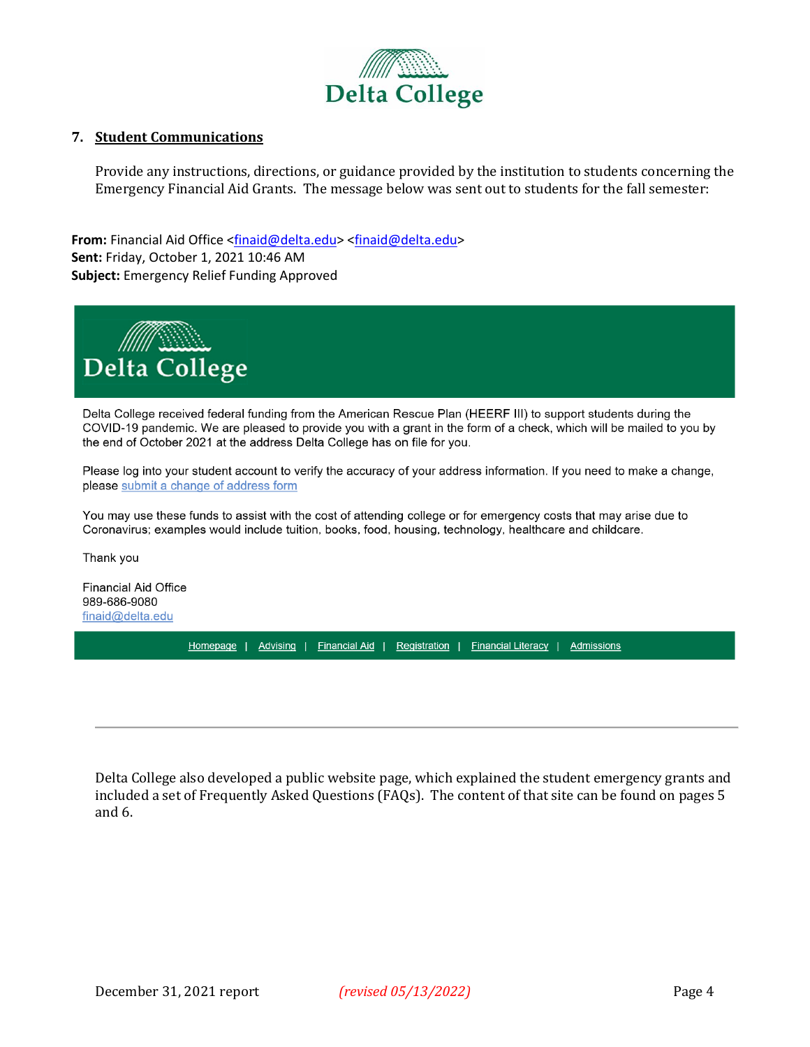Delta College

## 7. Student Communications

Provide any instructions, directions, or guidance provided by the institution to students concerning the Emergency Financial Aid Grants. The message below was sent out to students for the fall semester:

**From:** Financial Aid Office <finaid@delta.edu> <finaid@delta.edu>
**Sent:** Friday, October 1, 2021 10:46 AM
**Subject:** Emergency Relief Funding Approved

Delta College

Delta College received federal funding from the American Rescue Plan (HEERF III) to support students during the COVID-19 pandemic. We are pleased to provide you with a grant in the form of a check, which will be mailed to you by the end of October 2021 at the address Delta College has on file for you.

Please log into your student account to verify the accuracy of your address information. If you need to make a change, please submit a change of address form

You may use these funds to assist with the cost of attending college or for emergency costs that may arise due to Coronavirus; examples would include tuition, books, food, housing, technology, healthcare and childcare.

Thank you

Financial Aid Office
989-686-9080
finaid@delta.edu

Homepage | Advising | Financial Aid | Registration | Financial Literacy | Admissions

---

Delta College also developed a public website page, which explained the student emergency grants and included a set of Frequently Asked Questions (FAQs). The content of that site can be found on pages 5 and 6.

December 31, 2021 report *(revised 05/13/2022)*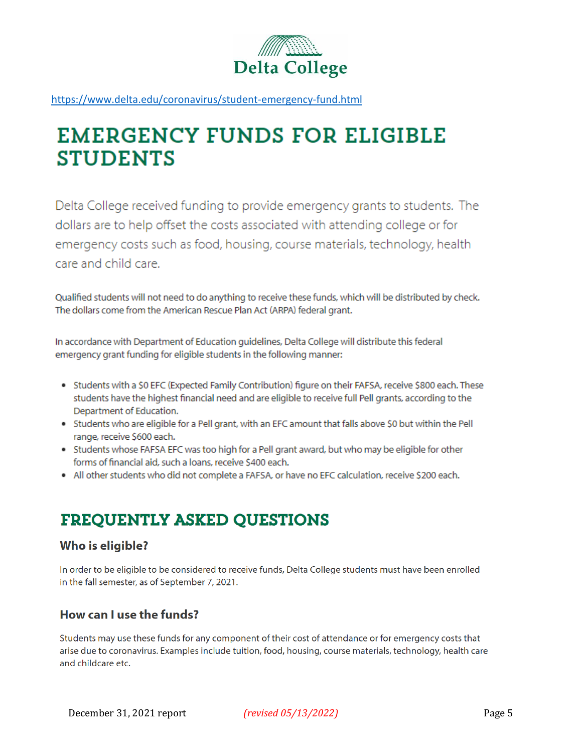Delta College

https://www.delta.edu/coronavirus/student-emergency-fund.html

# EMERGENCY FUNDS FOR ELIGIBLE STUDENTS

Delta College received funding to provide emergency grants to students. The dollars are to help offset the costs associated with attending college or for emergency costs such as food, housing, course materials, technology, health care and child care.

Qualified students will not need to do anything to receive these funds, which will be distributed by check. The dollars come from the American Rescue Plan Act (ARPA) federal grant.

In accordance with Department of Education guidelines, Delta College will distribute this federal emergency grant funding for eligible students in the following manner:

- Students with a $0 EFC (Expected Family Contribution) figure on their FAFSA, receive $800 each. These students have the highest financial need and are eligible to receive full Pell grants, according to the Department of Education.
- Students who are eligible for a Pell grant, with an EFC amount that falls above $0 but within the Pell range, receive $600 each.
- Students whose FAFSA EFC was too high for a Pell grant award, but who may be eligible for other forms of financial aid, such a loans, receive $400 each.
- All other students who did not complete a FAFSA, or have no EFC calculation, receive $200 each.

## FREQUENTLY ASKED QUESTIONS

### Who is eligible?

In order to be eligible to be considered to receive funds, Delta College students must have been enrolled in the fall semester, as of September 7, 2021.

### How can I use the funds?

Students may use these funds for any component of their cost of attendance or for emergency costs that arise due to coronavirus. Examples include tuition, food, housing, course materials, technology, health care and childcare etc.

December 31, 2021 report *(revised 05/13/2022)*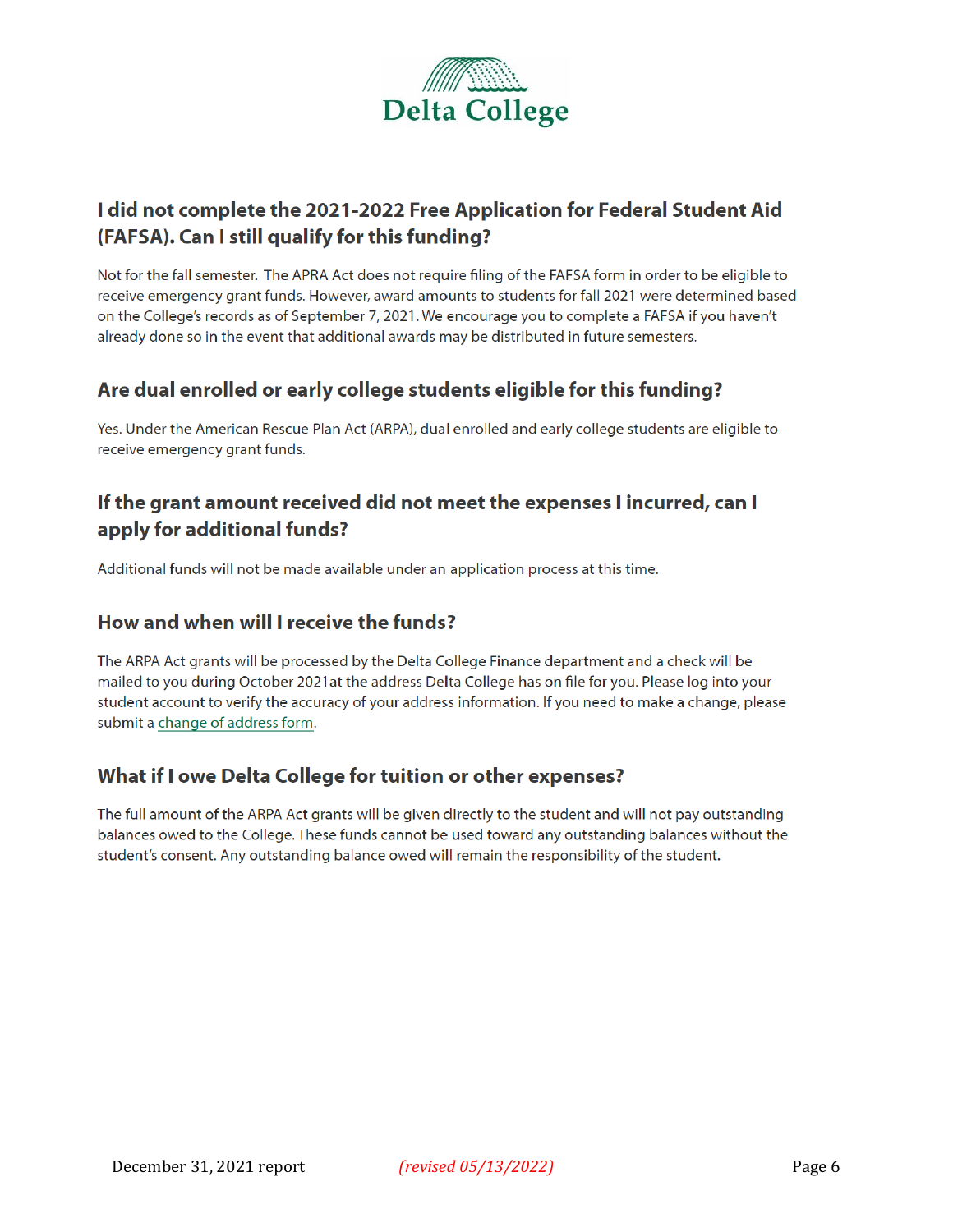## I did not complete the 2021-2022 Free Application for Federal Student Aid (FAFSA). Can I still qualify for this funding?

Not for the fall semester. The APRA Act does not require filing of the FAFSA form in order to be eligible to receive emergency grant funds. However, award amounts to students for fall 2021 were determined based on the College's records as of September 7, 2021. We encourage you to complete a FAFSA if you haven't already done so in the event that additional awards may be distributed in future semesters.

## Are dual enrolled or early college students eligible for this funding?

Yes. Under the American Rescue Plan Act (ARPA), dual enrolled and early college students are eligible to receive emergency grant funds.

## If the grant amount received did not meet the expenses I incurred, can I apply for additional funds?

Additional funds will not be made available under an application process at this time.

## How and when will I receive the funds?

The ARPA Act grants will be processed by the Delta College Finance department and a check will be mailed to you during October 2021at the address Delta College has on file for you. Please log into your student account to verify the accuracy of your address information. If you need to make a change, please submit a change of address form.

## What if I owe Delta College for tuition or other expenses?

The full amount of the ARPA Act grants will be given directly to the student and will not pay outstanding balances owed to the College. These funds cannot be used toward any outstanding balances without the student's consent. Any outstanding balance owed will remain the responsibility of the student.